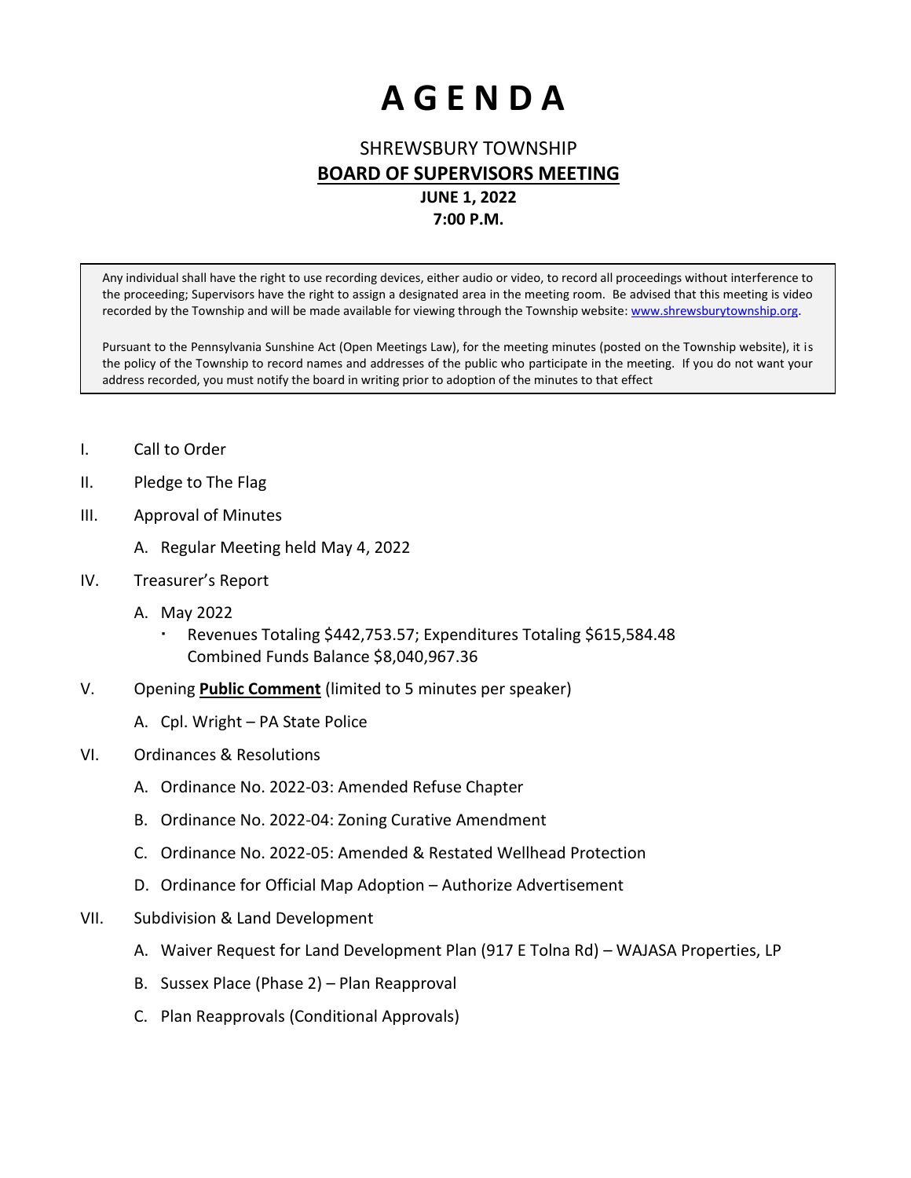# A G E N D A

## SHREWSBURY TOWNSHIP

## **BOARD OF SUPERVISORS MEETING**

**JUNE 1, 2022**

**7:00 P.M.**

> Any individual shall have the right to use recording devices, either audio or video, to record all proceedings without interference to the proceeding; Supervisors have the right to assign a designated area in the meeting room. Be advised that this meeting is video recorded by the Township and will be made available for viewing through the Township website: www.shrewsburytownship.org.
>
> Pursuant to the Pennsylvania Sunshine Act (Open Meetings Law), for the meeting minutes (posted on the Township website), it is the policy of the Township to record names and addresses of the public who participate in the meeting. If you do not want your address recorded, you must notify the board in writing prior to adoption of the minutes to that effect

I. Call to Order

II. Pledge to The Flag

III. Approval of Minutes

   A. Regular Meeting held May 4, 2022

IV. Treasurer's Report

   A. May 2022
      - Revenues Totaling $442,753.57; Expenditures Totaling $615,584.48
        Combined Funds Balance $8,040,967.36

V. Opening **Public Comment** (limited to 5 minutes per speaker)

   A. Cpl. Wright – PA State Police

VI. Ordinances & Resolutions

   A. Ordinance No. 2022-03: Amended Refuse Chapter

   B. Ordinance No. 2022-04: Zoning Curative Amendment

   C. Ordinance No. 2022-05: Amended & Restated Wellhead Protection

   D. Ordinance for Official Map Adoption – Authorize Advertisement

VII. Subdivision & Land Development

   A. Waiver Request for Land Development Plan (917 E Tolna Rd) – WAJASA Properties, LP

   B. Sussex Place (Phase 2) – Plan Reapproval

   C. Plan Reapprovals (Conditional Approvals)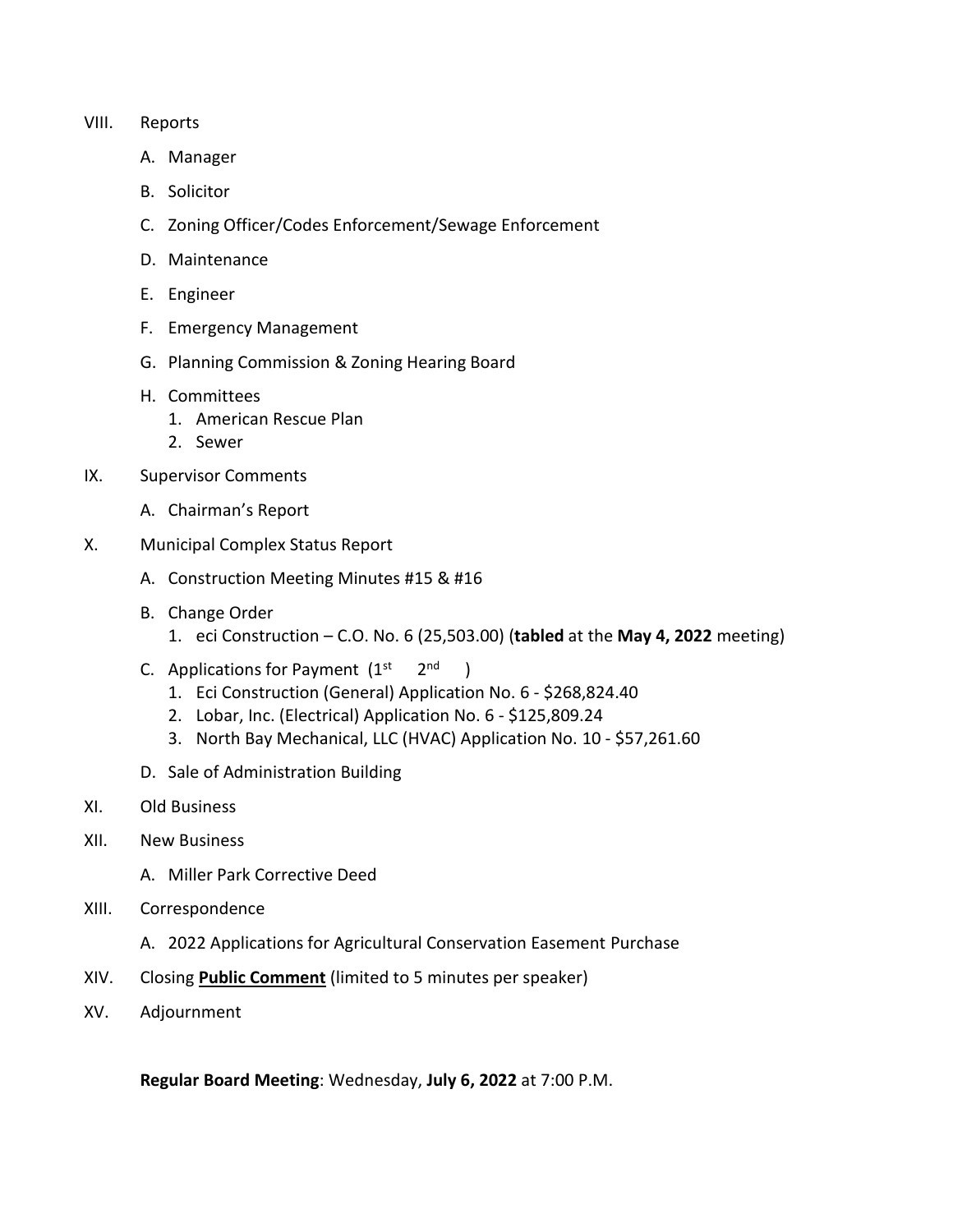VIII. Reports

A. Manager

B. Solicitor

C. Zoning Officer/Codes Enforcement/Sewage Enforcement

D. Maintenance

E. Engineer

F. Emergency Management

G. Planning Commission & Zoning Hearing Board

H. Committees
   1. American Rescue Plan
   2. Sewer

IX. Supervisor Comments

A. Chairman's Report

X. Municipal Complex Status Report

A. Construction Meeting Minutes #15 & #16

B. Change Order
   1. eci Construction – C.O. No. 6 (25,503.00) (**tabled** at the **May 4, 2022** meeting)

C. Applications for Payment (1st 2nd )
   1. Eci Construction (General) Application No. 6 - $268,824.40
   2. Lobar, Inc. (Electrical) Application No. 6 - $125,809.24
   3. North Bay Mechanical, LLC (HVAC) Application No. 10 - $57,261.60

D. Sale of Administration Building

XI. Old Business

XII. New Business

A. Miller Park Corrective Deed

XIII. Correspondence

A. 2022 Applications for Agricultural Conservation Easement Purchase

XIV. Closing **Public Comment** (limited to 5 minutes per speaker)

XV. Adjournment

**Regular Board Meeting**: Wednesday, **July 6, 2022** at 7:00 P.M.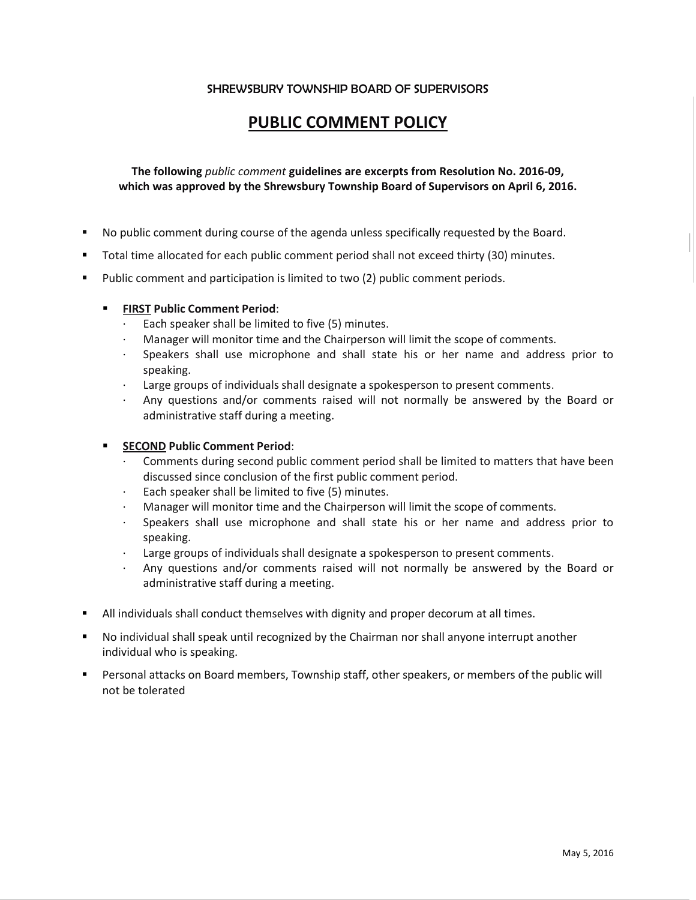SHREWSBURY TOWNSHIP BOARD OF SUPERVISORS

# PUBLIC COMMENT POLICY

**The following *public comment* guidelines are excerpts from Resolution No. 2016-09, which was approved by the Shrewsbury Township Board of Supervisors on April 6, 2016.**

- No public comment during course of the agenda unless specifically requested by the Board.
- Total time allocated for each public comment period shall not exceed thirty (30) minutes.
- Public comment and participation is limited to two (2) public comment periods.

  - **<u>FIRST</u> Public Comment Period**:
    - Each speaker shall be limited to five (5) minutes.
    - Manager will monitor time and the Chairperson will limit the scope of comments.
    - Speakers shall use microphone and shall state his or her name and address prior to speaking.
    - Large groups of individuals shall designate a spokesperson to present comments.
    - Any questions and/or comments raised will not normally be answered by the Board or administrative staff during a meeting.

  - **<u>SECOND</u> Public Comment Period**:
    - Comments during second public comment period shall be limited to matters that have been discussed since conclusion of the first public comment period.
    - Each speaker shall be limited to five (5) minutes.
    - Manager will monitor time and the Chairperson will limit the scope of comments.
    - Speakers shall use microphone and shall state his or her name and address prior to speaking.
    - Large groups of individuals shall designate a spokesperson to present comments.
    - Any questions and/or comments raised will not normally be answered by the Board or administrative staff during a meeting.

- All individuals shall conduct themselves with dignity and proper decorum at all times.
- No individual shall speak until recognized by the Chairman nor shall anyone interrupt another individual who is speaking.
- Personal attacks on Board members, Township staff, other speakers, or members of the public will not be tolerated

May 5, 2016